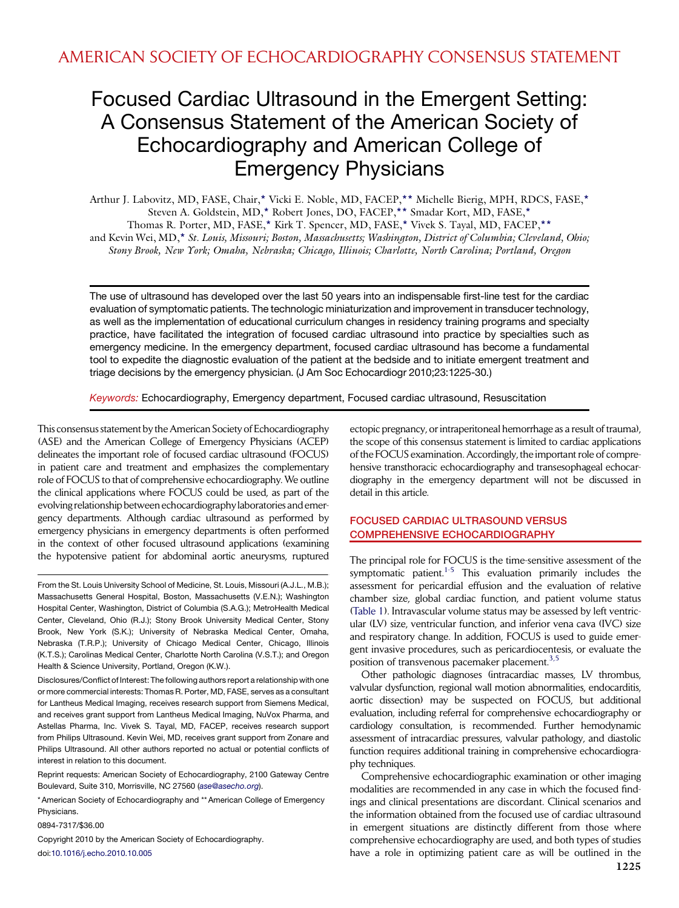AMERICAN SOCIETY OF ECHOCARDIOGRAPHY CONSENSUS STATEMENT

# Focused Cardiac Ultrasound in the Emergent Setting: A Consensus Statement of the American Society of Echocardiography and American College of Emergency Physicians

Arthur J. Labovitz, MD, FASE, Chair,* Vicki E. Noble, MD, FACEP,** Michelle Bierig, MPH, RDCS, FASE,* Steven A. Goldstein, MD,* Robert Jones, DO, FACEP,** Smadar Kort, MD, FASE,* Thomas R. Porter, MD, FASE,* Kirk T. Spencer, MD, FASE,* Vivek S. Tayal, MD, FACEP,** and Kevin Wei, MD,* *St. Louis, Missouri; Boston, Massachusetts; Washington, District of Columbia; Cleveland, Ohio; Stony Brook, New York; Omaha, Nebraska; Chicago, Illinois; Charlotte, North Carolina; Portland, Oregon*

The use of ultrasound has developed over the last 50 years into an indispensable first-line test for the cardiac evaluation of symptomatic patients. The technologic miniaturization and improvement in transducer technology, as well as the implementation of educational curriculum changes in residency training programs and specialty practice, have facilitated the integration of focused cardiac ultrasound into practice by specialties such as emergency medicine. In the emergency department, focused cardiac ultrasound has become a fundamental tool to expedite the diagnostic evaluation of the patient at the bedside and to initiate emergent treatment and triage decisions by the emergency physician. (J Am Soc Echocardiogr 2010;23:1225-30.)

*Keywords:* Echocardiography, Emergency department, Focused cardiac ultrasound, Resuscitation

This consensus statement by the American Society of Echocardiography (ASE) and the American College of Emergency Physicians (ACEP) delineates the important role of focused cardiac ultrasound (FOCUS) in patient care and treatment and emphasizes the complementary role of FOCUS to that of comprehensive echocardiography. We outline the clinical applications where FOCUS could be used, as part of the evolving relationship between echocardiography laboratories and emergency departments. Although cardiac ultrasound as performed by emergency physicians in emergency departments is often performed in the context of other focused ultrasound applications (examining the hypotensive patient for abdominal aortic aneurysms, ruptured ectopic pregnancy, or intraperitoneal hemorrhage as a result of trauma), the scope of this consensus statement is limited to cardiac applications of the FOCUS examination. Accordingly, the important role of comprehensive transthoracic echocardiography and transesophageal echocardiography in the emergency department will not be discussed in detail in this article.

## FOCUSED CARDIAC ULTRASOUND VERSUS COMPREHENSIVE ECHOCARDIOGRAPHY

The principal role for FOCUS is the time-sensitive assessment of the symptomatic patient.[1-5] This evaluation primarily includes the assessment for pericardial effusion and the evaluation of relative chamber size, global cardiac function, and patient volume status (Table 1). Intravascular volume status may be assessed by left ventricular (LV) size, ventricular function, and inferior vena cava (IVC) size and respiratory change. In addition, FOCUS is used to guide emergent invasive procedures, such as pericardiocentesis, or evaluate the position of transvenous pacemaker placement.[3,5]

Other pathologic diagnoses (intracardiac masses, LV thrombus, valvular dysfunction, regional wall motion abnormalities, endocarditis, aortic dissection) may be suspected on FOCUS, but additional evaluation, including referral for comprehensive echocardiography or cardiology consultation, is recommended. Further hemodynamic assessment of intracardiac pressures, valvular pathology, and diastolic function requires additional training in comprehensive echocardiography techniques.

Comprehensive echocardiographic examination or other imaging modalities are recommended in any case in which the focused findings and clinical presentations are discordant. Clinical scenarios and the information obtained from the focused use of cardiac ultrasound in emergent situations are distinctly different from those where comprehensive echocardiography are used, and both types of studies have a role in optimizing patient care as will be outlined in the

From the St. Louis University School of Medicine, St. Louis, Missouri (A.J.L., M.B.); Massachusetts General Hospital, Boston, Massachusetts (V.E.N.); Washington Hospital Center, Washington, District of Columbia (S.A.G.); MetroHealth Medical Center, Cleveland, Ohio (R.J.); Stony Brook University Medical Center, Stony Brook, New York (S.K.); University of Nebraska Medical Center, Omaha, Nebraska (T.R.P.); University of Chicago Medical Center, Chicago, Illinois (K.T.S.); Carolinas Medical Center, Charlotte North Carolina (V.S.T.); and Oregon Health & Science University, Portland, Oregon (K.W.).

Disclosures/Conflict of Interest: The following authors report a relationship with one or more commercial interests: Thomas R. Porter, MD, FASE, serves as a consultant for Lantheus Medical Imaging, receives research support from Siemens Medical, and receives grant support from Lantheus Medical Imaging, NuVox Pharma, and Astellas Pharma, Inc. Vivek S. Tayal, MD, FACEP, receives research support from Philips Ultrasound. Kevin Wei, MD, receives grant support from Zonare and Philips Ultrasound. All other authors reported no actual or potential conflicts of interest in relation to this document.

Reprint requests: American Society of Echocardiography, 2100 Gateway Centre Boulevard, Suite 310, Morrisville, NC 27560 (ase@asecho.org).

* American Society of Echocardiography and ** American College of Emergency Physicians.

0894-7317/$36.00

Copyright 2010 by the American Society of Echocardiography.

doi:10.1016/j.echo.2010.10.005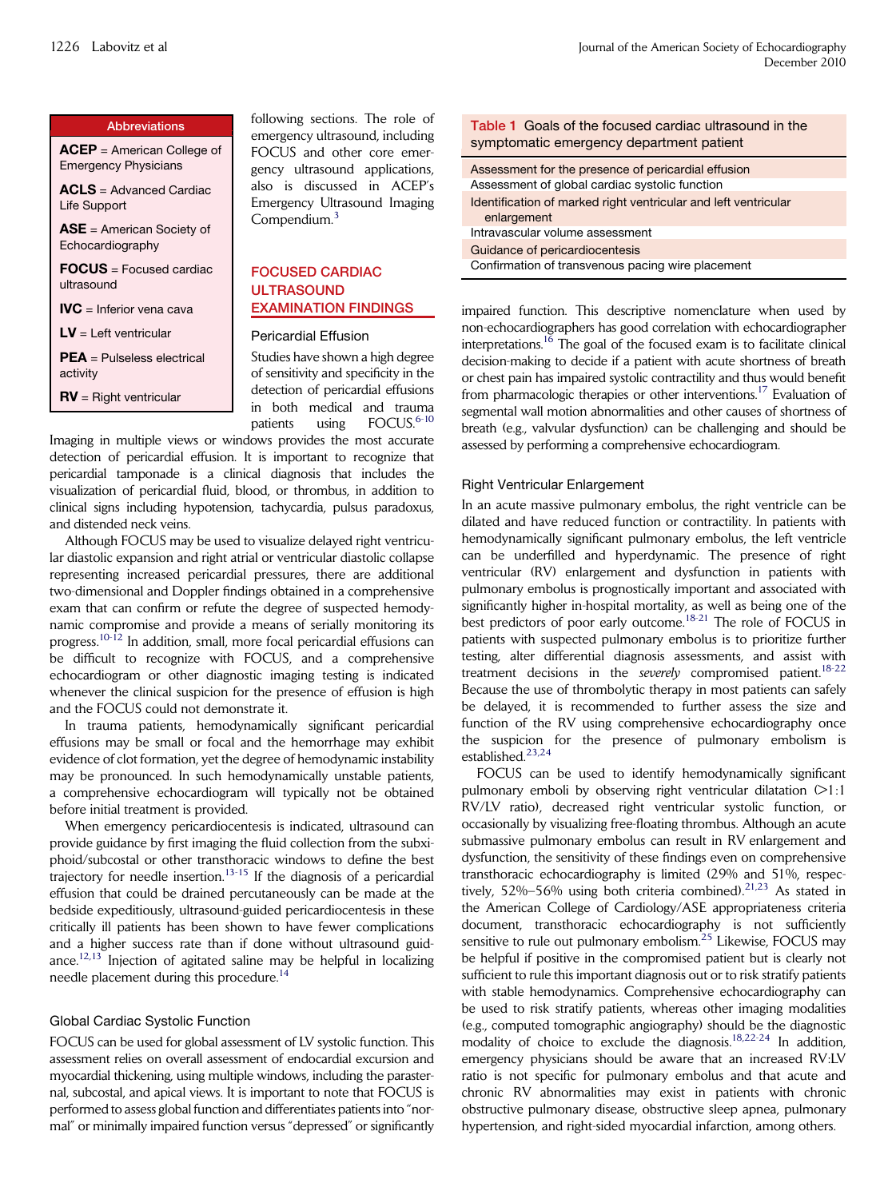| Abbreviations |
| --- |
| **ACEP** = American College of Emergency Physicians |
| **ACLS** = Advanced Cardiac Life Support |
| **ASE** = American Society of Echocardiography |
| **FOCUS** = Focused cardiac ultrasound |
| **IVC** = Inferior vena cava |
| **LV** = Left ventricular |
| **PEA** = Pulseless electrical activity |
| **RV** = Right ventricular |

following sections. The role of emergency ultrasound, including FOCUS and other core emergency ultrasound applications, also is discussed in ACEP's Emergency Ultrasound Imaging Compendium.[3]

## FOCUSED CARDIAC ULTRASOUND EXAMINATION FINDINGS

### Pericardial Effusion

Studies have shown a high degree of sensitivity and specificity in the detection of pericardial effusions in both medical and trauma patients using FOCUS.[6-10] Imaging in multiple views or windows provides the most accurate detection of pericardial effusion. It is important to recognize that pericardial tamponade is a clinical diagnosis that includes the visualization of pericardial fluid, blood, or thrombus, in addition to clinical signs including hypotension, tachycardia, pulsus paradoxus, and distended neck veins.

Although FOCUS may be used to visualize delayed right ventricular diastolic expansion and right atrial or ventricular diastolic collapse representing increased pericardial pressures, there are additional two-dimensional and Doppler findings obtained in a comprehensive exam that can confirm or refute the degree of suspected hemodynamic compromise and provide a means of serially monitoring its progress.[10-12] In addition, small, more focal pericardial effusions can be difficult to recognize with FOCUS, and a comprehensive echocardiogram or other diagnostic imaging testing is indicated whenever the clinical suspicion for the presence of effusion is high and the FOCUS could not demonstrate it.

In trauma patients, hemodynamically significant pericardial effusions may be small or focal and the hemorrhage may exhibit evidence of clot formation, yet the degree of hemodynamic instability may be pronounced. In such hemodynamically unstable patients, a comprehensive echocardiogram will typically not be obtained before initial treatment is provided.

When emergency pericardiocentesis is indicated, ultrasound can provide guidance by first imaging the fluid collection from the subxiphoid/subcostal or other transthoracic windows to define the best trajectory for needle insertion.[13-15] If the diagnosis of a pericardial effusion that could be drained percutaneously can be made at the bedside expeditiously, ultrasound-guided pericardiocentesis in these critically ill patients has been shown to have fewer complications and a higher success rate than if done without ultrasound guidance.[12,13] Injection of agitated saline may be helpful in localizing needle placement during this procedure.[14]

### Global Cardiac Systolic Function

FOCUS can be used for global assessment of LV systolic function. This assessment relies on overall assessment of endocardial excursion and myocardial thickening, using multiple windows, including the parasternal, subcostal, and apical views. It is important to note that FOCUS is performed to assess global function and differentiates patients into "normal" or minimally impaired function versus "depressed" or significantly impaired function. This descriptive nomenclature when used by non-echocardiographers has good correlation with echocardiographer interpretations.[16] The goal of the focused exam is to facilitate clinical decision-making to decide if a patient with acute shortness of breath or chest pain has impaired systolic contractility and thus would benefit from pharmacologic therapies or other interventions.[17] Evaluation of segmental wall motion abnormalities and other causes of shortness of breath (e.g., valvular dysfunction) can be challenging and should be assessed by performing a comprehensive echocardiogram.

**Table 1** Goals of the focused cardiac ultrasound in the symptomatic emergency department patient

| |
| --- |
| Assessment for the presence of pericardial effusion |
| Assessment of global cardiac systolic function |
| Identification of marked right ventricular and left ventricular enlargement |
| Intravascular volume assessment |
| Guidance of pericardiocentesis |
| Confirmation of transvenous pacing wire placement |

### Right Ventricular Enlargement

In an acute massive pulmonary embolus, the right ventricle can be dilated and have reduced function or contractility. In patients with hemodynamically significant pulmonary embolus, the left ventricle can be underfilled and hyperdynamic. The presence of right ventricular (RV) enlargement and dysfunction in patients with pulmonary embolus is prognostically important and associated with significantly higher in-hospital mortality, as well as being one of the best predictors of poor early outcome.[18-21] The role of FOCUS in patients with suspected pulmonary embolus is to prioritize further testing, alter differential diagnosis assessments, and assist with treatment decisions in the *severely* compromised patient.[18-22] Because the use of thrombolytic therapy in most patients can safely be delayed, it is recommended to further assess the size and function of the RV using comprehensive echocardiography once the suspicion for the presence of pulmonary embolism is established.[23,24]

FOCUS can be used to identify hemodynamically significant pulmonary emboli by observing right ventricular dilatation (>1:1 RV/LV ratio), decreased right ventricular systolic function, or occasionally by visualizing free-floating thrombus. Although an acute submassive pulmonary embolus can result in RV enlargement and dysfunction, the sensitivity of these findings even on comprehensive transthoracic echocardiography is limited (29% and 51%, respectively, 52%–56% using both criteria combined).[21,23] As stated in the American College of Cardiology/ASE appropriateness criteria document, transthoracic echocardiography is not sufficiently sensitive to rule out pulmonary embolism.[25] Likewise, FOCUS may be helpful if positive in the compromised patient but is clearly not sufficient to rule this important diagnosis out or to risk stratify patients with stable hemodynamics. Comprehensive echocardiography can be used to risk stratify patients, whereas other imaging modalities (e.g., computed tomographic angiography) should be the diagnostic modality of choice to exclude the diagnosis.[18,22-24] In addition, emergency physicians should be aware that an increased RV:LV ratio is not specific for pulmonary embolus and that acute and chronic RV abnormalities may exist in patients with chronic obstructive pulmonary disease, obstructive sleep apnea, pulmonary hypertension, and right-sided myocardial infarction, among others.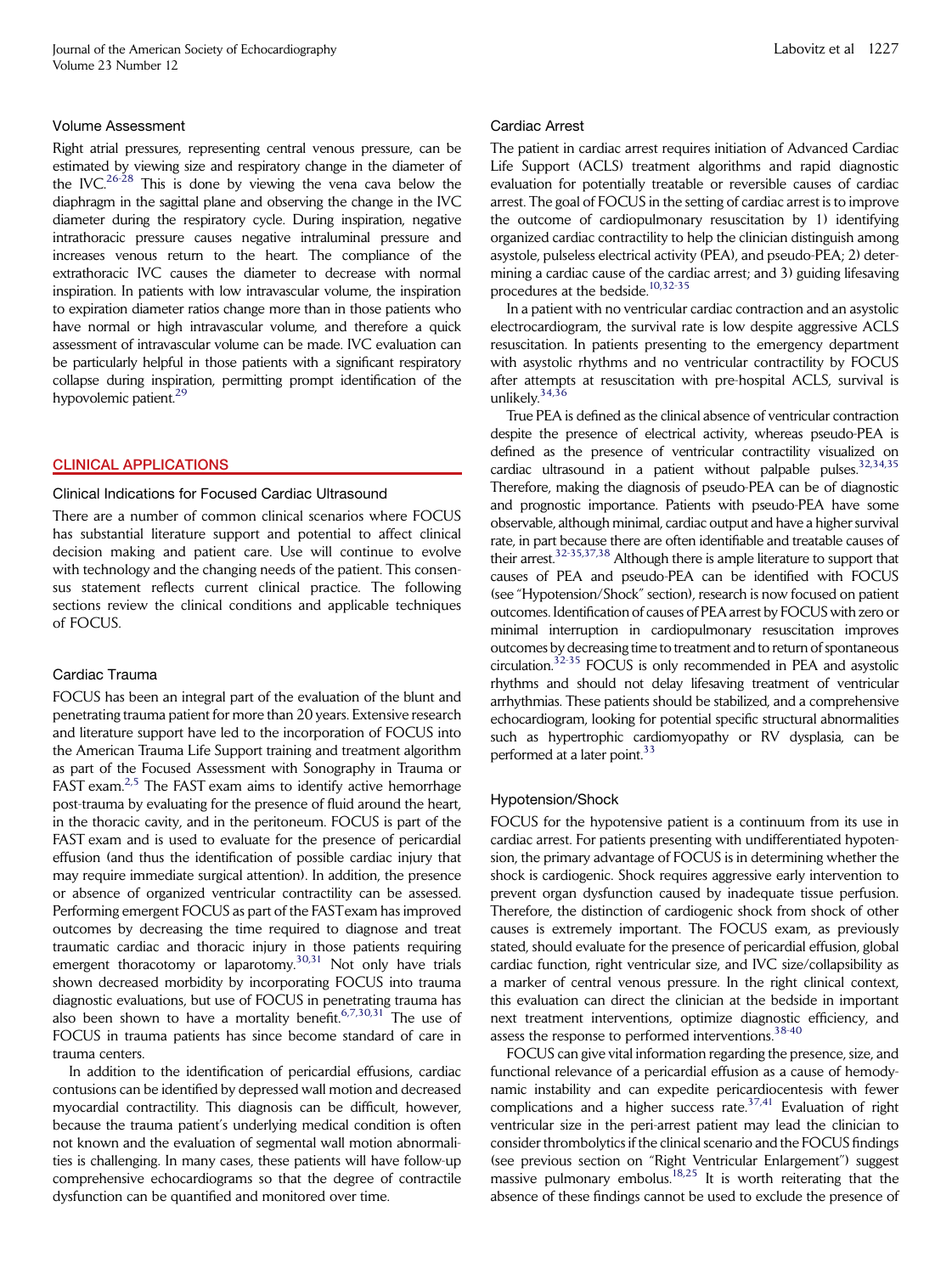### Volume Assessment

Right atrial pressures, representing central venous pressure, can be estimated by viewing size and respiratory change in the diameter of the IVC.[26-28] This is done by viewing the vena cava below the diaphragm in the sagittal plane and observing the change in the IVC diameter during the respiratory cycle. During inspiration, negative intrathoracic pressure causes negative intraluminal pressure and increases venous return to the heart. The compliance of the extrathoracic IVC causes the diameter to decrease with normal inspiration. In patients with low intravascular volume, the inspiration to expiration diameter ratios change more than in those patients who have normal or high intravascular volume, and therefore a quick assessment of intravascular volume can be made. IVC evaluation can be particularly helpful in those patients with a significant respiratory collapse during inspiration, permitting prompt identification of the hypovolemic patient.[29]

## CLINICAL APPLICATIONS

### Clinical Indications for Focused Cardiac Ultrasound

There are a number of common clinical scenarios where FOCUS has substantial literature support and potential to affect clinical decision making and patient care. Use will continue to evolve with technology and the changing needs of the patient. This consensus statement reflects current clinical practice. The following sections review the clinical conditions and applicable techniques of FOCUS.

### Cardiac Trauma

FOCUS has been an integral part of the evaluation of the blunt and penetrating trauma patient for more than 20 years. Extensive research and literature support have led to the incorporation of FOCUS into the American Trauma Life Support training and treatment algorithm as part of the Focused Assessment with Sonography in Trauma or FAST exam.[2,5] The FAST exam aims to identify active hemorrhage post-trauma by evaluating for the presence of fluid around the heart, in the thoracic cavity, and in the peritoneum. FOCUS is part of the FAST exam and is used to evaluate for the presence of pericardial effusion (and thus the identification of possible cardiac injury that may require immediate surgical attention). In addition, the presence or absence of organized ventricular contractility can be assessed. Performing emergent FOCUS as part of the FAST exam has improved outcomes by decreasing the time required to diagnose and treat traumatic cardiac and thoracic injury in those patients requiring emergent thoracotomy or laparotomy.[30,31] Not only have trials shown decreased morbidity by incorporating FOCUS into trauma diagnostic evaluations, but use of FOCUS in penetrating trauma has also been shown to have a mortality benefit.[6,7,30,31] The use of FOCUS in trauma patients has since become standard of care in trauma centers.

In addition to the identification of pericardial effusions, cardiac contusions can be identified by depressed wall motion and decreased myocardial contractility. This diagnosis can be difficult, however, because the trauma patient's underlying medical condition is often not known and the evaluation of segmental wall motion abnormalities is challenging. In many cases, these patients will have follow-up comprehensive echocardiograms so that the degree of contractile dysfunction can be quantified and monitored over time.

### Cardiac Arrest

The patient in cardiac arrest requires initiation of Advanced Cardiac Life Support (ACLS) treatment algorithms and rapid diagnostic evaluation for potentially treatable or reversible causes of cardiac arrest. The goal of FOCUS in the setting of cardiac arrest is to improve the outcome of cardiopulmonary resuscitation by 1) identifying organized cardiac contractility to help the clinician distinguish among asystole, pulseless electrical activity (PEA), and pseudo-PEA; 2) determining a cardiac cause of the cardiac arrest; and 3) guiding lifesaving procedures at the bedside.[10,32-35]

In a patient with no ventricular cardiac contraction and an asystolic electrocardiogram, the survival rate is low despite aggressive ACLS resuscitation. In patients presenting to the emergency department with asystolic rhythms and no ventricular contractility by FOCUS after attempts at resuscitation with pre-hospital ACLS, survival is unlikely.[34,36]

True PEA is defined as the clinical absence of ventricular contraction despite the presence of electrical activity, whereas pseudo-PEA is defined as the presence of ventricular contractility visualized on cardiac ultrasound in a patient without palpable pulses.[32,34,35] Therefore, making the diagnosis of pseudo-PEA can be of diagnostic and prognostic importance. Patients with pseudo-PEA have some observable, although minimal, cardiac output and have a higher survival rate, in part because there are often identifiable and treatable causes of their arrest.[32-35,37,38] Although there is ample literature to support that causes of PEA and pseudo-PEA can be identified with FOCUS (see "Hypotension/Shock" section), research is now focused on patient outcomes. Identification of causes of PEA arrest by FOCUS with zero or minimal interruption in cardiopulmonary resuscitation improves outcomes by decreasing time to treatment and to return of spontaneous circulation.[32-35] FOCUS is only recommended in PEA and asystolic rhythms and should not delay lifesaving treatment of ventricular arrhythmias. These patients should be stabilized, and a comprehensive echocardiogram, looking for potential specific structural abnormalities such as hypertrophic cardiomyopathy or RV dysplasia, can be performed at a later point.[33]

### Hypotension/Shock

FOCUS for the hypotensive patient is a continuum from its use in cardiac arrest. For patients presenting with undifferentiated hypotension, the primary advantage of FOCUS is in determining whether the shock is cardiogenic. Shock requires aggressive early intervention to prevent organ dysfunction caused by inadequate tissue perfusion. Therefore, the distinction of cardiogenic shock from shock of other causes is extremely important. The FOCUS exam, as previously stated, should evaluate for the presence of pericardial effusion, global cardiac function, right ventricular size, and IVC size/collapsibility as a marker of central venous pressure. In the right clinical context, this evaluation can direct the clinician at the bedside in important next treatment interventions, optimize diagnostic efficiency, and assess the response to performed interventions.[38-40]

FOCUS can give vital information regarding the presence, size, and functional relevance of a pericardial effusion as a cause of hemodynamic instability and can expedite pericardiocentesis with fewer complications and a higher success rate.[37,41] Evaluation of right ventricular size in the peri-arrest patient may lead the clinician to consider thrombolytics if the clinical scenario and the FOCUS findings (see previous section on "Right Ventricular Enlargement") suggest massive pulmonary embolus.[18,25] It is worth reiterating that the absence of these findings cannot be used to exclude the presence of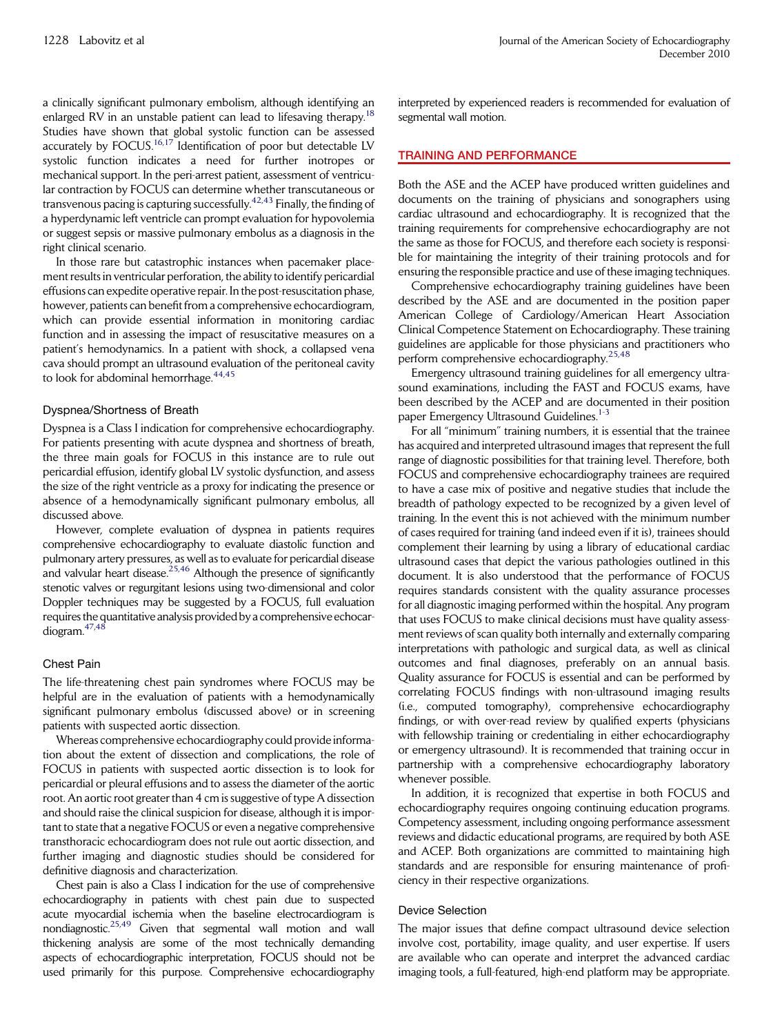a clinically significant pulmonary embolism, although identifying an enlarged RV in an unstable patient can lead to lifesaving therapy.[18] Studies have shown that global systolic function can be assessed accurately by FOCUS.[16,17] Identification of poor but detectable LV systolic function indicates a need for further inotropes or mechanical support. In the peri-arrest patient, assessment of ventricular contraction by FOCUS can determine whether transcutaneous or transvenous pacing is capturing successfully.[42,43] Finally, the finding of a hyperdynamic left ventricle can prompt evaluation for hypovolemia or suggest sepsis or massive pulmonary embolus as a diagnosis in the right clinical scenario.

In those rare but catastrophic instances when pacemaker placement results in ventricular perforation, the ability to identify pericardial effusions can expedite operative repair. In the post-resuscitation phase, however, patients can benefit from a comprehensive echocardiogram, which can provide essential information in monitoring cardiac function and in assessing the impact of resuscitative measures on a patient's hemodynamics. In a patient with shock, a collapsed vena cava should prompt an ultrasound evaluation of the peritoneal cavity to look for abdominal hemorrhage.[44,45]

### Dyspnea/Shortness of Breath

Dyspnea is a Class I indication for comprehensive echocardiography. For patients presenting with acute dyspnea and shortness of breath, the three main goals for FOCUS in this instance are to rule out pericardial effusion, identify global LV systolic dysfunction, and assess the size of the right ventricle as a proxy for indicating the presence or absence of a hemodynamically significant pulmonary embolus, all discussed above.

However, complete evaluation of dyspnea in patients requires comprehensive echocardiography to evaluate diastolic function and pulmonary artery pressures, as well as to evaluate for pericardial disease and valvular heart disease.[25,46] Although the presence of significantly stenotic valves or regurgitant lesions using two-dimensional and color Doppler techniques may be suggested by a FOCUS, full evaluation requires the quantitative analysis provided by a comprehensive echocardiogram.[47,48]

### Chest Pain

The life-threatening chest pain syndromes where FOCUS may be helpful are in the evaluation of patients with a hemodynamically significant pulmonary embolus (discussed above) or in screening patients with suspected aortic dissection.

Whereas comprehensive echocardiography could provide information about the extent of dissection and complications, the role of FOCUS in patients with suspected aortic dissection is to look for pericardial or pleural effusions and to assess the diameter of the aortic root. An aortic root greater than 4 cm is suggestive of type A dissection and should raise the clinical suspicion for disease, although it is important to state that a negative FOCUS or even a negative comprehensive transthoracic echocardiogram does not rule out aortic dissection, and further imaging and diagnostic studies should be considered for definitive diagnosis and characterization.

Chest pain is also a Class I indication for the use of comprehensive echocardiography in patients with chest pain due to suspected acute myocardial ischemia when the baseline electrocardiogram is nondiagnostic.[25,49] Given that segmental wall motion and wall thickening analysis are some of the most technically demanding aspects of echocardiographic interpretation, FOCUS should not be used primarily for this purpose. Comprehensive echocardiography interpreted by experienced readers is recommended for evaluation of segmental wall motion.

## TRAINING AND PERFORMANCE

Both the ASE and the ACEP have produced written guidelines and documents on the training of physicians and sonographers using cardiac ultrasound and echocardiography. It is recognized that the training requirements for comprehensive echocardiography are not the same as those for FOCUS, and therefore each society is responsible for maintaining the integrity of their training protocols and for ensuring the responsible practice and use of these imaging techniques.

Comprehensive echocardiography training guidelines have been described by the ASE and are documented in the position paper American College of Cardiology/American Heart Association Clinical Competence Statement on Echocardiography. These training guidelines are applicable for those physicians and practitioners who perform comprehensive echocardiography.[25,48]

Emergency ultrasound training guidelines for all emergency ultrasound examinations, including the FAST and FOCUS exams, have been described by the ACEP and are documented in their position paper Emergency Ultrasound Guidelines.[1-3]

For all "minimum" training numbers, it is essential that the trainee has acquired and interpreted ultrasound images that represent the full range of diagnostic possibilities for that training level. Therefore, both FOCUS and comprehensive echocardiography trainees are required to have a case mix of positive and negative studies that include the breadth of pathology expected to be recognized by a given level of training. In the event this is not achieved with the minimum number of cases required for training (and indeed even if it is), trainees should complement their learning by using a library of educational cardiac ultrasound cases that depict the various pathologies outlined in this document. It is also understood that the performance of FOCUS requires standards consistent with the quality assurance processes for all diagnostic imaging performed within the hospital. Any program that uses FOCUS to make clinical decisions must have quality assessment reviews of scan quality both internally and externally comparing interpretations with pathologic and surgical data, as well as clinical outcomes and final diagnoses, preferably on an annual basis. Quality assurance for FOCUS is essential and can be performed by correlating FOCUS findings with non-ultrasound imaging results (i.e., computed tomography), comprehensive echocardiography findings, or with over-read review by qualified experts (physicians with fellowship training or credentialing in either echocardiography or emergency ultrasound). It is recommended that training occur in partnership with a comprehensive echocardiography laboratory whenever possible.

In addition, it is recognized that expertise in both FOCUS and echocardiography requires ongoing continuing education programs. Competency assessment, including ongoing performance assessment reviews and didactic educational programs, are required by both ASE and ACEP. Both organizations are committed to maintaining high standards and are responsible for ensuring maintenance of proficiency in their respective organizations.

### Device Selection

The major issues that define compact ultrasound device selection involve cost, portability, image quality, and user expertise. If users are available who can operate and interpret the advanced cardiac imaging tools, a full-featured, high-end platform may be appropriate.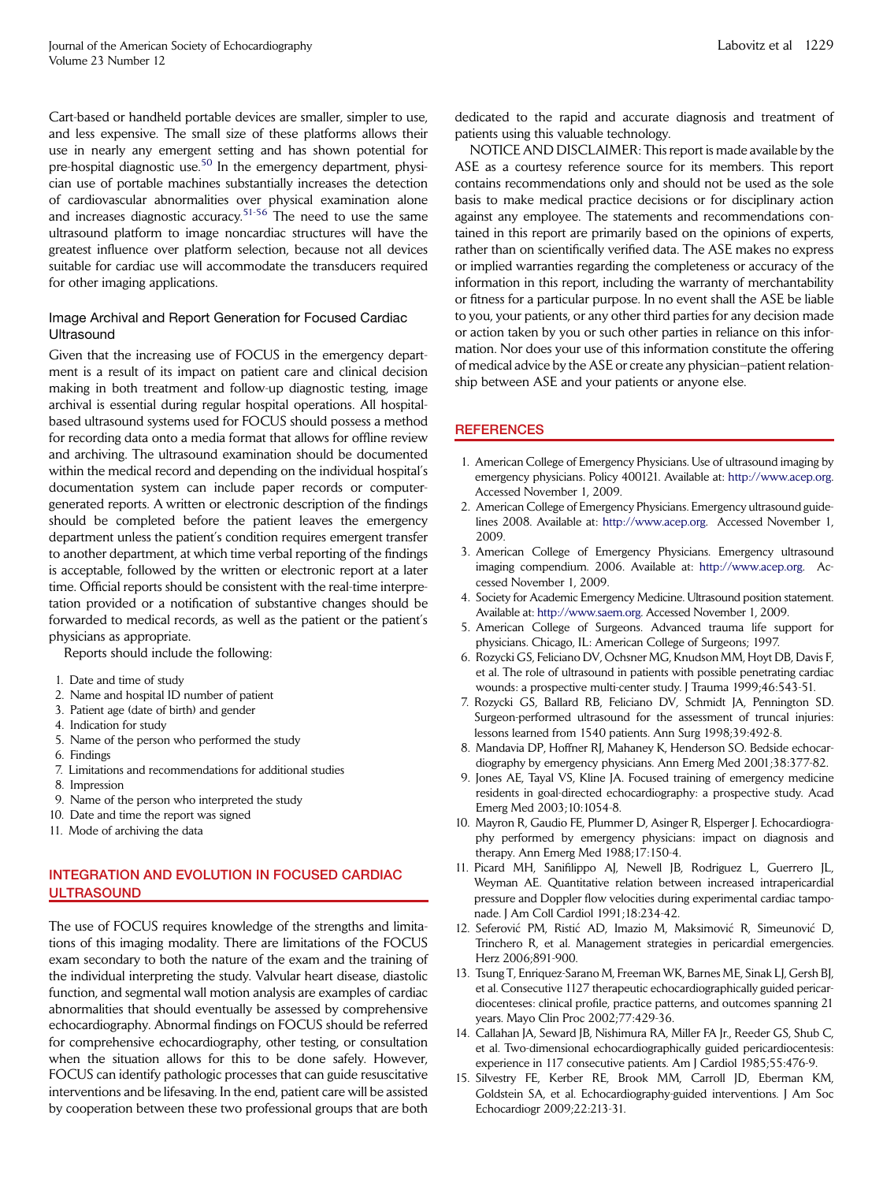Cart-based or handheld portable devices are smaller, simpler to use, and less expensive. The small size of these platforms allows their use in nearly any emergent setting and has shown potential for pre-hospital diagnostic use.[50] In the emergency department, physician use of portable machines substantially increases the detection of cardiovascular abnormalities over physical examination alone and increases diagnostic accuracy.[51-56] The need to use the same ultrasound platform to image noncardiac structures will have the greatest influence over platform selection, because not all devices suitable for cardiac use will accommodate the transducers required for other imaging applications.

### Image Archival and Report Generation for Focused Cardiac Ultrasound

Given that the increasing use of FOCUS in the emergency department is a result of its impact on patient care and clinical decision making in both treatment and follow-up diagnostic testing, image archival is essential during regular hospital operations. All hospital-based ultrasound systems used for FOCUS should possess a method for recording data onto a media format that allows for offline review and archiving. The ultrasound examination should be documented within the medical record and depending on the individual hospital's documentation system can include paper records or computer-generated reports. A written or electronic description of the findings should be completed before the patient leaves the emergency department unless the patient's condition requires emergent transfer to another department, at which time verbal reporting of the findings is acceptable, followed by the written or electronic report at a later time. Official reports should be consistent with the real-time interpretation provided or a notification of substantive changes should be forwarded to medical records, as well as the patient or the patient's physicians as appropriate.

Reports should include the following:

1. Date and time of study
2. Name and hospital ID number of patient
3. Patient age (date of birth) and gender
4. Indication for study
5. Name of the person who performed the study
6. Findings
7. Limitations and recommendations for additional studies
8. Impression
9. Name of the person who interpreted the study
10. Date and time the report was signed
11. Mode of archiving the data

## INTEGRATION AND EVOLUTION IN FOCUSED CARDIAC ULTRASOUND

The use of FOCUS requires knowledge of the strengths and limitations of this imaging modality. There are limitations of the FOCUS exam secondary to both the nature of the exam and the training of the individual interpreting the study. Valvular heart disease, diastolic function, and segmental wall motion analysis are examples of cardiac abnormalities that should eventually be assessed by comprehensive echocardiography. Abnormal findings on FOCUS should be referred for comprehensive echocardiography, other testing, or consultation when the situation allows for this to be done safely. However, FOCUS can identify pathologic processes that can guide resuscitative interventions and be lifesaving. In the end, patient care will be assisted by cooperation between these two professional groups that are both dedicated to the rapid and accurate diagnosis and treatment of patients using this valuable technology.

NOTICE AND DISCLAIMER: This report is made available by the ASE as a courtesy reference source for its members. This report contains recommendations only and should not be used as the sole basis to make medical practice decisions or for disciplinary action against any employee. The statements and recommendations contained in this report are primarily based on the opinions of experts, rather than on scientifically verified data. The ASE makes no express or implied warranties regarding the completeness or accuracy of the information in this report, including the warranty of merchantability or fitness for a particular purpose. In no event shall the ASE be liable to you, your patients, or any other third parties for any decision made or action taken by you or such other parties in reliance on this information. Nor does your use of this information constitute the offering of medical advice by the ASE or create any physician–patient relationship between ASE and your patients or anyone else.

## REFERENCES

1. American College of Emergency Physicians. Use of ultrasound imaging by emergency physicians. Policy 400121. Available at: http://www.acep.org. Accessed November 1, 2009.
2. American College of Emergency Physicians. Emergency ultrasound guidelines 2008. Available at: http://www.acep.org. Accessed November 1, 2009.
3. American College of Emergency Physicians. Emergency ultrasound imaging compendium. 2006. Available at: http://www.acep.org. Accessed November 1, 2009.
4. Society for Academic Emergency Medicine. Ultrasound position statement. Available at: http://www.saem.org. Accessed November 1, 2009.
5. American College of Surgeons. Advanced trauma life support for physicians. Chicago, IL: American College of Surgeons; 1997.
6. Rozycki GS, Feliciano DV, Ochsner MG, Knudson MM, Hoyt DB, Davis F, et al. The role of ultrasound in patients with possible penetrating cardiac wounds: a prospective multi-center study. J Trauma 1999;46:543-51.
7. Rozycki GS, Ballard RB, Feliciano DV, Schmidt JA, Pennington SD. Surgeon-performed ultrasound for the assessment of truncal injuries: lessons learned from 1540 patients. Ann Surg 1998;39:492-8.
8. Mandavia DP, Hoffner RJ, Mahaney K, Henderson SO. Bedside echocardiography by emergency physicians. Ann Emerg Med 2001;38:377-82.
9. Jones AE, Tayal VS, Kline JA. Focused training of emergency medicine residents in goal-directed echocardiography: a prospective study. Acad Emerg Med 2003;10:1054-8.
10. Mayron R, Gaudio FE, Plummer D, Asinger R, Elsperger J. Echocardiography performed by emergency physicians: impact on diagnosis and therapy. Ann Emerg Med 1988;17:150-4.
11. Picard MH, Sanifilippo AJ, Newell JB, Rodriguez L, Guerrero JL, Weyman AE. Quantitative relation between increased intrapericardial pressure and Doppler flow velocities during experimental cardiac tamponade. J Am Coll Cardiol 1991;18:234-42.
12. Seferović PM, Ristić AD, Imazio M, Maksimović R, Simeunović D, Trinchero R, et al. Management strategies in pericardial emergencies. Herz 2006;891-900.
13. Tsung T, Enriquez-Sarano M, Freeman WK, Barnes ME, Sinak LJ, Gersh BJ, et al. Consecutive 1127 therapeutic echocardiographically guided pericardiocenteses: clinical profile, practice patterns, and outcomes spanning 21 years. Mayo Clin Proc 2002;77:429-36.
14. Callahan JA, Seward JB, Nishimura RA, Miller FA Jr., Reeder GS, Shub C, et al. Two-dimensional echocardiographically guided pericardiocentesis: experience in 117 consecutive patients. Am J Cardiol 1985;55:476-9.
15. Silvestry FE, Kerber RE, Brook MM, Carroll JD, Eberman KM, Goldstein SA, et al. Echocardiography-guided interventions. J Am Soc Echocardiogr 2009;22:213-31.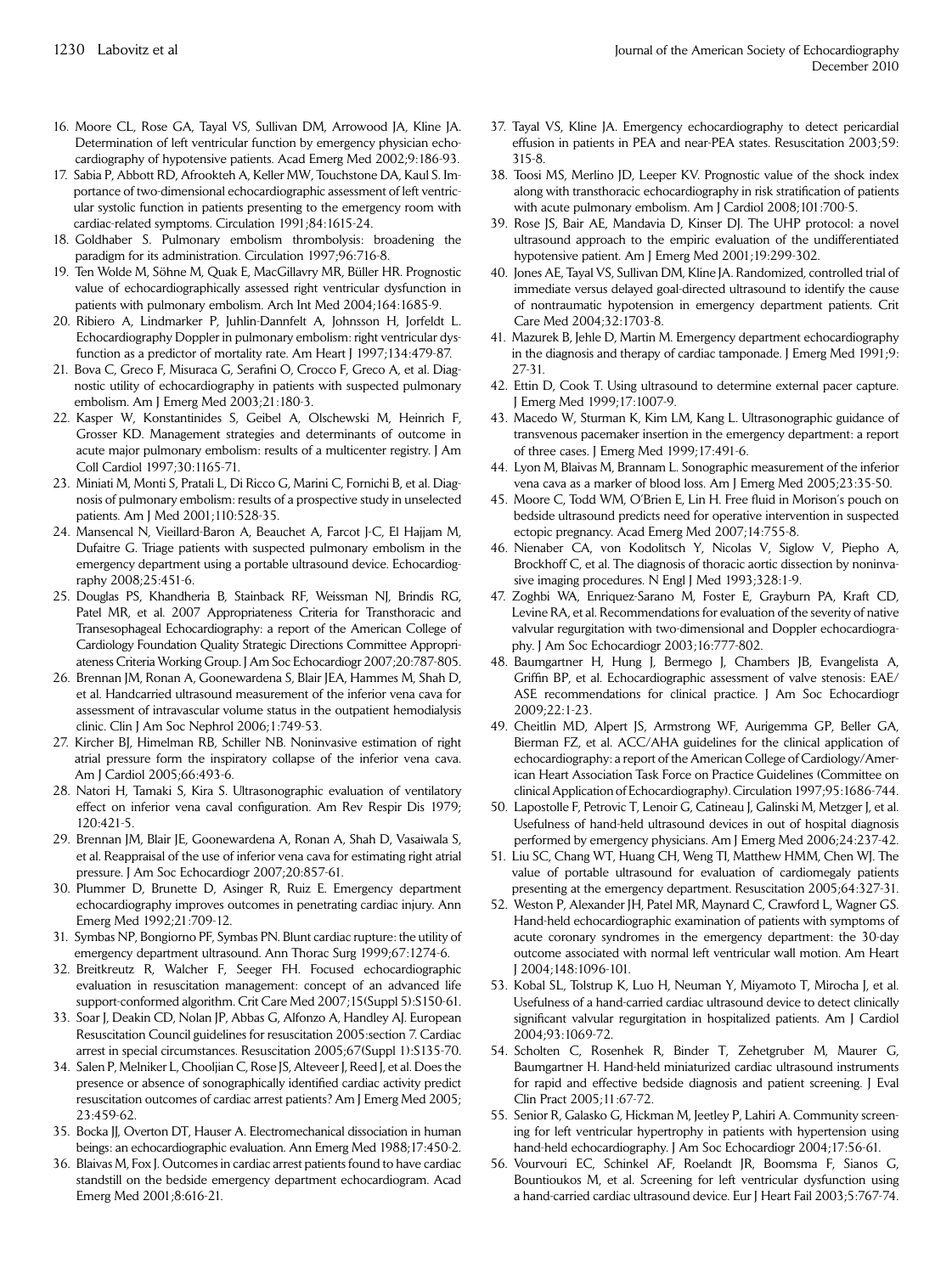16. Moore CL, Rose GA, Tayal VS, Sullivan DM, Arrowood JA, Kline JA. Determination of left ventricular function by emergency physician echocardiography of hypotensive patients. Acad Emerg Med 2002;9:186-93.
17. Sabia P, Abbott RD, Afrookteh A, Keller MW, Touchstone DA, Kaul S. Importance of two-dimensional echocardiographic assessment of left ventricular systolic function in patients presenting to the emergency room with cardiac-related symptoms. Circulation 1991;84:1615-24.
18. Goldhaber S. Pulmonary embolism thrombolysis: broadening the paradigm for its administration. Circulation 1997;96:716-8.
19. Ten Wolde M, Söhne M, Quak E, MacGillavry MR, Büller HR. Prognostic value of echocardiographically assessed right ventricular dysfunction in patients with pulmonary embolism. Arch Int Med 2004;164:1685-9.
20. Ribiero A, Lindmarker P, Juhlin-Dannfelt A, Johnsson H, Jorfeldt L. Echocardiography Doppler in pulmonary embolism: right ventricular dysfunction as a predictor of mortality rate. Am Heart J 1997;134:479-87.
21. Bova C, Greco F, Misuraca G, Serafini O, Crocco F, Greco A, et al. Diagnostic utility of echocardiography in patients with suspected pulmonary embolism. Am J Emerg Med 2003;21:180-3.
22. Kasper W, Konstantinides S, Geibel A, Olschewski M, Heinrich F, Grosser KD. Management strategies and determinants of outcome in acute major pulmonary embolism: results of a multicenter registry. J Am Coll Cardiol 1997;30:1165-71.
23. Miniati M, Monti S, Pratali L, Di Ricco G, Marini C, Fornichi B, et al. Diagnosis of pulmonary embolism: results of a prospective study in unselected patients. Am J Med 2001;110:528-35.
24. Mansencal N, Vieillard-Baron A, Beauchet A, Farcot J-C, El Hajjam M, Dufaitre G. Triage patients with suspected pulmonary embolism in the emergency department using a portable ultrasound device. Echocardiography 2008;25:451-6.
25. Douglas PS, Khandheria B, Stainback RF, Weissman NJ, Brindis RG, Patel MR, et al. 2007 Appropriateness Criteria for Transthoracic and Transesophageal Echocardiography: a report of the American College of Cardiology Foundation Quality Strategic Directions Committee Appropriateness Criteria Working Group. J Am Soc Echocardiogr 2007;20:787-805.
26. Brennan JM, Ronan A, Goonewardena S, Blair JEA, Hammes M, Shah D, et al. Handcarried ultrasound measurement of the inferior vena cava for assessment of intravascular volume status in the outpatient hemodialysis clinic. Clin J Am Soc Nephrol 2006;1:749-53.
27. Kircher BJ, Himelman RB, Schiller NB. Noninvasive estimation of right atrial pressure form the inspiratory collapse of the inferior vena cava. Am J Cardiol 2005;66:493-6.
28. Natori H, Tamaki S, Kira S. Ultrasonographic evaluation of ventilatory effect on inferior vena caval configuration. Am Rev Respir Dis 1979; 120:421-5.
29. Brennan JM, Blair JE, Goonewardena A, Ronan A, Shah D, Vasaiwala S, et al. Reappraisal of the use of inferior vena cava for estimating right atrial pressure. J Am Soc Echocardiogr 2007;20:857-61.
30. Plummer D, Brunette D, Asinger R, Ruiz E. Emergency department echocardiography improves outcomes in penetrating cardiac injury. Ann Emerg Med 1992;21:709-12.
31. Symbas NP, Bongiorno PF, Symbas PN. Blunt cardiac rupture: the utility of emergency department ultrasound. Ann Thorac Surg 1999;67:1274-6.
32. Breitkreutz R, Walcher F, Seeger FH. Focused echocardiographic evaluation in resuscitation management: concept of an advanced life support-conformed algorithm. Crit Care Med 2007;15(Suppl 5):S150-61.
33. Soar J, Deakin CD, Nolan JP, Abbas G, Alfonzo A, Handley AJ. European Resuscitation Council guidelines for resuscitation 2005:section 7. Cardiac arrest in special circumstances. Resuscitation 2005;67(Suppl 1):S135-70.
34. Salen P, Melniker L, Chooljian C, Rose JS, Alteveer J, Reed J, et al. Does the presence or absence of sonographically identified cardiac activity predict resuscitation outcomes of cardiac arrest patients? Am J Emerg Med 2005; 23:459-62.
35. Bocka JJ, Overton DT, Hauser A. Electromechanical dissociation in human beings: an echocardiographic evaluation. Ann Emerg Med 1988;17:450-2.
36. Blaivas M, Fox J. Outcomes in cardiac arrest patients found to have cardiac standstill on the bedside emergency department echocardiogram. Acad Emerg Med 2001;8:616-21.
37. Tayal VS, Kline JA. Emergency echocardiography to detect pericardial effusion in patients in PEA and near-PEA states. Resuscitation 2003;59: 315-8.
38. Toosi MS, Merlino JD, Leeper KV. Prognostic value of the shock index along with transthoracic echocardiography in risk stratification of patients with acute pulmonary embolism. Am J Cardiol 2008;101:700-5.
39. Rose JS, Bair AE, Mandavia D, Kinser DJ. The UHP protocol: a novel ultrasound approach to the empiric evaluation of the undifferentiated hypotensive patient. Am J Emerg Med 2001;19:299-302.
40. Jones AE, Tayal VS, Sullivan DM, Kline JA. Randomized, controlled trial of immediate versus delayed goal-directed ultrasound to identify the cause of nontraumatic hypotension in emergency department patients. Crit Care Med 2004;32:1703-8.
41. Mazurek B, Jehle D, Martin M. Emergency department echocardiography in the diagnosis and therapy of cardiac tamponade. J Emerg Med 1991;9: 27-31.
42. Ettin D, Cook T. Using ultrasound to determine external pacer capture. J Emerg Med 1999;17:1007-9.
43. Macedo W, Sturman K, Kim LM, Kang L. Ultrasonographic guidance of transvenous pacemaker insertion in the emergency department: a report of three cases. J Emerg Med 1999;17:491-6.
44. Lyon M, Blaivas M, Brannam L. Sonographic measurement of the inferior vena cava as a marker of blood loss. Am J Emerg Med 2005;23:35-50.
45. Moore C, Todd WM, O'Brien E, Lin H. Free fluid in Morison's pouch on bedside ultrasound predicts need for operative intervention in suspected ectopic pregnancy. Acad Emerg Med 2007;14:755-8.
46. Nienaber CA, von Kodolitsch Y, Nicolas V, Siglow V, Piepho A, Brockhoff C, et al. The diagnosis of thoracic aortic dissection by noninvasive imaging procedures. N Engl J Med 1993;328:1-9.
47. Zoghbi WA, Enriquez-Sarano M, Foster E, Grayburn PA, Kraft CD, Levine RA, et al. Recommendations for evaluation of the severity of native valvular regurgitation with two-dimensional and Doppler echocardiography. J Am Soc Echocardiogr 2003;16:777-802.
48. Baumgartner H, Hung J, Bermego J, Chambers JB, Evangelista A, Griffin BP, et al. Echocardiographic assessment of valve stenosis: EAE/ASE recommendations for clinical practice. J Am Soc Echocardiogr 2009;22:1-23.
49. Cheitlin MD, Alpert JS, Armstrong WF, Aurigemma GP, Beller GA, Bierman FZ, et al. ACC/AHA guidelines for the clinical application of echocardiography: a report of the American College of Cardiology/American Heart Association Task Force on Practice Guidelines (Committee on clinical Application of Echocardiography). Circulation 1997;95:1686-744.
50. Lapostolle F, Petrovic T, Lenoir G, Catineau J, Galinski M, Metzger J, et al. Usefulness of hand-held ultrasound devices in out of hospital diagnosis performed by emergency physicians. Am J Emerg Med 2006;24:237-42.
51. Liu SC, Chang WT, Huang CH, Weng TI, Matthew HMM, Chen WJ. The value of portable ultrasound for evaluation of cardiomegaly patients presenting at the emergency department. Resuscitation 2005;64:327-31.
52. Weston P, Alexander JH, Patel MR, Maynard C, Crawford L, Wagner GS. Hand-held echocardiographic examination of patients with symptoms of acute coronary syndromes in the emergency department: the 30-day outcome associated with normal left ventricular wall motion. Am Heart J 2004;148:1096-101.
53. Kobal SL, Tolstrup K, Luo H, Neuman Y, Miyamoto T, Mirocha J, et al. Usefulness of a hand-carried cardiac ultrasound device to detect clinically significant valvular regurgitation in hospitalized patients. Am J Cardiol 2004;93:1069-72.
54. Scholten C, Rosenhek R, Binder T, Zehetgruber M, Maurer G, Baumgartner H. Hand-held miniaturized cardiac ultrasound instruments for rapid and effective bedside diagnosis and patient screening. J Eval Clin Pract 2005;11:67-72.
55. Senior R, Galasko G, Hickman M, Jeetley P, Lahiri A. Community screening for left ventricular hypertrophy in patients with hypertension using hand-held echocardiography. J Am Soc Echocardiogr 2004;17:56-61.
56. Vourvouri EC, Schinkel AF, Roelandt JR, Boomsma F, Sianos G, Bountioukos M, et al. Screening for left ventricular dysfunction using a hand-carried cardiac ultrasound device. Eur J Heart Fail 2003;5:767-74.